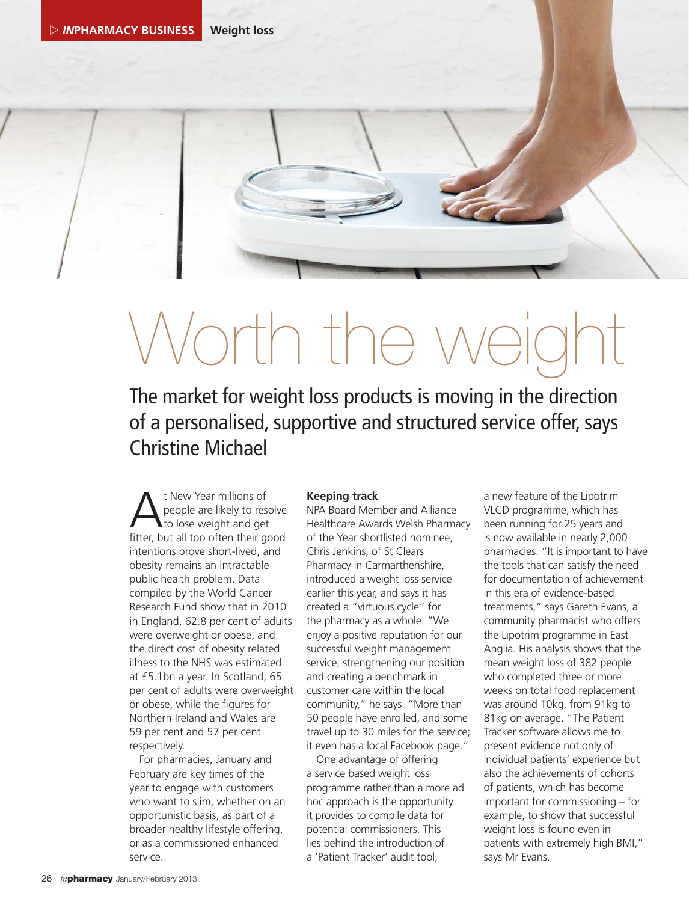# Worth the weight

The market for weight loss products is moving in the direction of a personalised, supportive and structured service offer, says Christine Michael

At New Year millions of people are likely to resolve to lose weight and get fitter, but all too often their good intentions prove short-lived, and obesity remains an intractable public health problem. Data compiled by the World Cancer Research Fund show that in 2010 in England, 62.8 per cent of adults were overweight or obese, and the direct cost of obesity related illness to the NHS was estimated at £5.1bn a year. In Scotland, 65 per cent of adults were overweight or obese, while the figures for Northern Ireland and Wales are 59 per cent and 57 per cent respectively.

For pharmacies, January and February are key times of the year to engage with customers who want to slim, whether on an opportunistic basis, as part of a broader healthy lifestyle offering, or as a commissioned enhanced service.

**Keeping track**

NPA Board Member and Alliance Healthcare Awards Welsh Pharmacy of the Year shortlisted nominee, Chris Jenkins, of St Clears Pharmacy in Carmarthenshire, introduced a weight loss service earlier this year, and says it has created a "virtuous cycle" for the pharmacy as a whole. "We enjoy a positive reputation for our successful weight management service, strengthening our position and creating a benchmark in customer care within the local community," he says. "More than 50 people have enrolled, and some travel up to 30 miles for the service; it even has a local Facebook page."

One advantage of offering a service based weight loss programme rather than a more ad hoc approach is the opportunity it provides to compile data for potential commissioners. This lies behind the introduction of a 'Patient Tracker' audit tool, a new feature of the Lipotrim VLCD programme, which has been running for 25 years and is now available in nearly 2,000 pharmacies. "It is important to have the tools that can satisfy the need for documentation of achievement in this era of evidence-based treatments," says Gareth Evans, a community pharmacist who offers the Lipotrim programme in East Anglia. His analysis shows that the mean weight loss of 382 people who completed three or more weeks on total food replacement was around 10kg, from 91kg to 81kg on average. "The Patient Tracker software allows me to present evidence not only of individual patients' experience but also the achievements of cohorts of patients, which has become important for commissioning – for example, to show that successful weight loss is found even in patients with extremely high BMI," says Mr Evans.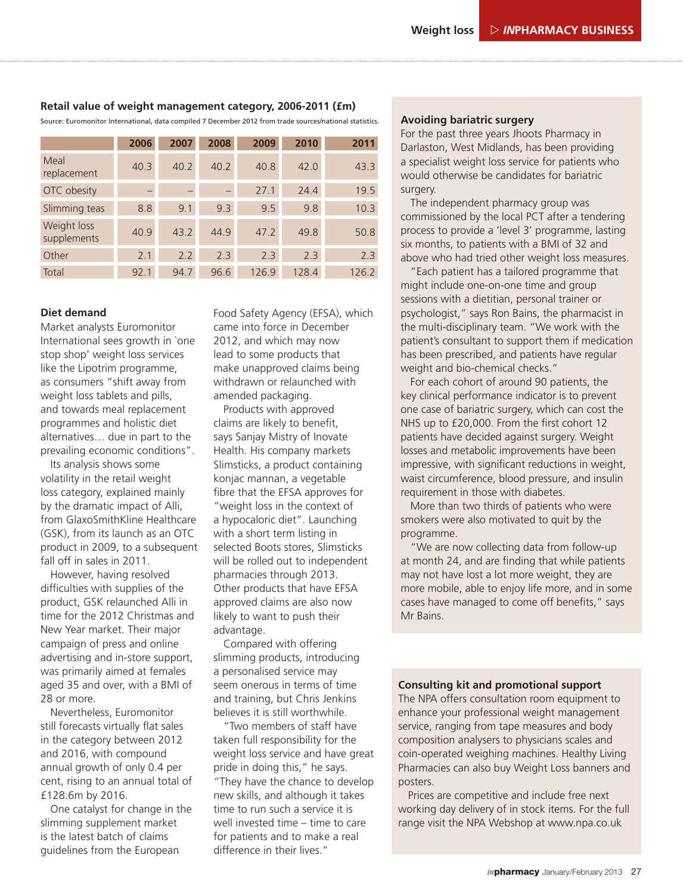### Retail value of weight management category, 2006-2011 (£m)

Source: Euromonitor International, data compiled 7 December 2012 from trade sources/national statistics.

| | 2006 | 2007 | 2008 | 2009 | 2010 | 2011 |
|---|---|---|---|---|---|---|
| Meal replacement | 40.3 | 40.2 | 40.2 | 40.8 | 42.0 | 43.3 |
| OTC obesity | – | – | – | 27.1 | 24.4 | 19.5 |
| Slimming teas | 8.8 | 9.1 | 9.3 | 9.5 | 9.8 | 10.3 |
| Weight loss supplements | 40.9 | 43.2 | 44.9 | 47.2 | 49.8 | 50.8 |
| Other | 2.1 | 2.2 | 2.3 | 2.3 | 2.3 | 2.3 |
| Total | 92.1 | 94.7 | 96.6 | 126.9 | 128.4 | 126.2 |

### Diet demand

Market analysts Euromonitor International sees growth in `one stop shop' weight loss services like the Lipotrim programme, as consumers "shift away from weight loss tablets and pills, and towards meal replacement programmes and holistic diet alternatives… due in part to the prevailing economic conditions".

Its analysis shows some volatility in the retail weight loss category, explained mainly by the dramatic impact of Alli, from GlaxoSmithKline Healthcare (GSK), from its launch as an OTC product in 2009, to a subsequent fall off in sales in 2011.

However, having resolved difficulties with supplies of the product, GSK relaunched Alli in time for the 2012 Christmas and New Year market. Their major campaign of press and online advertising and in-store support, was primarily aimed at females aged 35 and over, with a BMI of 28 or more.

Nevertheless, Euromonitor still forecasts virtually flat sales in the category between 2012 and 2016, with compound annual growth of only 0.4 per cent, rising to an annual total of £128.6m by 2016.

One catalyst for change in the slimming supplement market is the latest batch of claims guidelines from the European Food Safety Agency (EFSA), which came into force in December 2012, and which may now lead to some products that make unapproved claims being withdrawn or relaunched with amended packaging.

Products with approved claims are likely to benefit, says Sanjay Mistry of Inovate Health. His company markets Slimsticks, a product containing konjac mannan, a vegetable fibre that the EFSA approves for "weight loss in the context of a hypocaloric diet". Launching with a short term listing in selected Boots stores, Slimsticks will be rolled out to independent pharmacies through 2013. Other products that have EFSA approved claims are also now likely to want to push their advantage.

Compared with offering slimming products, introducing a personalised service may seem onerous in terms of time and training, but Chris Jenkins believes it is still worthwhile.

"Two members of staff have taken full responsibility for the weight loss service and have great pride in doing this," he says. "They have the chance to develop new skills, and although it takes time to run such a service it is well invested time – time to care for patients and to make a real difference in their lives."

### Avoiding bariatric surgery

For the past three years Jhoots Pharmacy in Darlaston, West Midlands, has been providing a specialist weight loss service for patients who would otherwise be candidates for bariatric surgery.

The independent pharmacy group was commissioned by the local PCT after a tendering process to provide a 'level 3' programme, lasting six months, to patients with a BMI of 32 and above who had tried other weight loss measures.

"Each patient has a tailored programme that might include one-on-one time and group sessions with a dietitian, personal trainer or psychologist," says Ron Bains, the pharmacist in the multi-disciplinary team. "We work with the patient's consultant to support them if medication has been prescribed, and patients have regular weight and bio-chemical checks."

For each cohort of around 90 patients, the key clinical performance indicator is to prevent one case of bariatric surgery, which can cost the NHS up to £20,000. From the first cohort 12 patients have decided against surgery. Weight losses and metabolic improvements have been impressive, with significant reductions in weight, waist circumference, blood pressure, and insulin requirement in those with diabetes.

More than two thirds of patients who were smokers were also motivated to quit by the programme.

"We are now collecting data from follow-up at month 24, and are finding that while patients may not have lost a lot more weight, they are more mobile, able to enjoy life more, and in some cases have managed to come off benefits," says Mr Bains.

### Consulting kit and promotional support

The NPA offers consultation room equipment to enhance your professional weight management service, ranging from tape measures and body composition analysers to physicians scales and coin-operated weighing machines. Healthy Living Pharmacies can also buy Weight Loss banners and posters.

Prices are competitive and include free next working day delivery of in stock items. For the full range visit the NPA Webshop at www.npa.co.uk